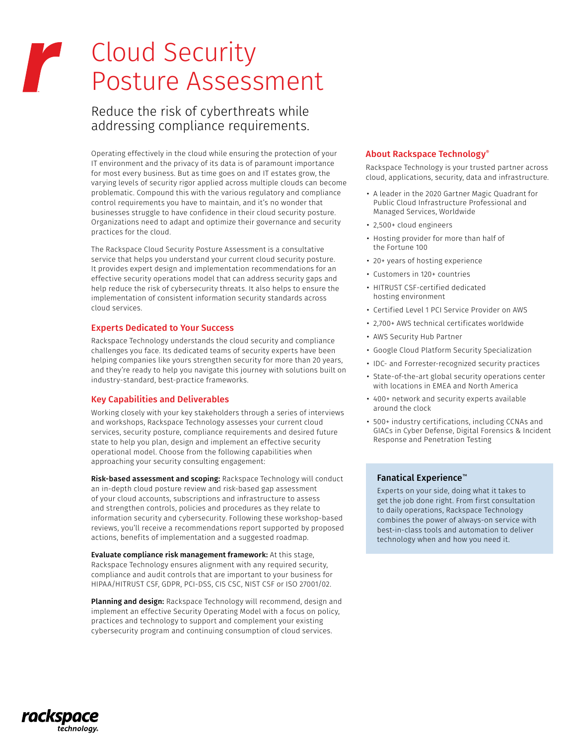# Cloud Security Posture Assessment

## Reduce the risk of cyberthreats while addressing compliance requirements.

Operating effectively in the cloud while ensuring the protection of your IT environment and the privacy of its data is of paramount importance for most every business. But as time goes on and IT estates grow, the varying levels of security rigor applied across multiple clouds can become problematic. Compound this with the various regulatory and compliance control requirements you have to maintain, and it's no wonder that businesses struggle to have confidence in their cloud security posture. Organizations need to adapt and optimize their governance and security practices for the cloud.

The Rackspace Cloud Security Posture Assessment is a consultative service that helps you understand your current cloud security posture. It provides expert design and implementation recommendations for an effective security operations model that can address security gaps and help reduce the risk of cybersecurity threats. It also helps to ensure the implementation of consistent information security standards across cloud services.

### Experts Dedicated to Your Success

Rackspace Technology understands the cloud security and compliance challenges you face. Its dedicated teams of security experts have been helping companies like yours strengthen security for more than 20 years, and they're ready to help you navigate this journey with solutions built on industry-standard, best-practice frameworks.

### Key Capabilities and Deliverables

Working closely with your key stakeholders through a series of interviews and workshops, Rackspace Technology assesses your current cloud services, security posture, compliance requirements and desired future state to help you plan, design and implement an effective security operational model. Choose from the following capabilities when approaching your security consulting engagement:

**Risk-based assessment and scoping:** Rackspace Technology will conduct an in-depth cloud posture review and risk-based gap assessment of your cloud accounts, subscriptions and infrastructure to assess and strengthen controls, policies and procedures as they relate to information security and cybersecurity. Following these workshop-based reviews, you'll receive a recommendations report supported by proposed actions, benefits of implementation and a suggested roadmap.

**Evaluate compliance risk management framework:** At this stage, Rackspace Technology ensures alignment with any required security, compliance and audit controls that are important to your business for HIPAA/HITRUST CSF, GDPR, PCI-DSS, CIS CSC, NIST CSF or ISO 27001/02.

**Planning and design:** Rackspace Technology will recommend, design and implement an effective Security Operating Model with a focus on policy, practices and technology to support and complement your existing cybersecurity program and continuing consumption of cloud services.

### About Rackspace Technology®

Rackspace Technology is your trusted partner across cloud, applications, security, data and infrastructure.

- A leader in the 2020 Gartner Magic Quadrant for Public Cloud Infrastructure Professional and Managed Services, Worldwide
- 2,500+ cloud engineers
- Hosting provider for more than half of the Fortune 100
- 20+ years of hosting experience
- Customers in 120+ countries
- HITRUST CSF-certified dedicated hosting environment
- Certified Level 1 PCI Service Provider on AWS
- 2,700+ AWS technical certificates worldwide
- AWS Security Hub Partner
- Google Cloud Platform Security Specialization
- IDC- and Forrester-recognized security practices
- State-of-the-art global security operations center with locations in EMEA and North America
- 400+ network and security experts available around the clock
- 500+ industry certifications, including CCNAs and GIACs in Cyber Defense, Digital Forensics & Incident Response and Penetration Testing

### Fanatical Experience™

Experts on your side, doing what it takes to get the job done right. From first consultation to daily operations, Rackspace Technology combines the power of always-on service with best-in-class tools and automation to deliver technology when and how you need it.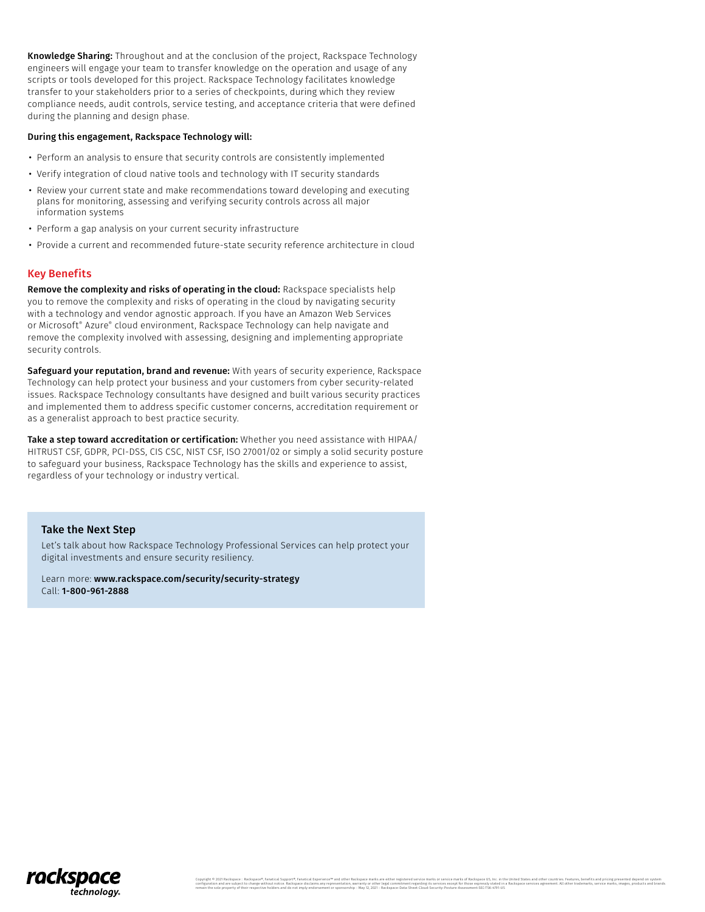**Knowledge Sharing:** Throughout and at the conclusion of the project, Rackspace Technology engineers will engage your team to transfer knowledge on the operation and usage of any scripts or tools developed for this project. Rackspace Technology facilitates knowledge transfer to your stakeholders prior to a series of checkpoints, during which they review compliance needs, audit controls, service testing, and acceptance criteria that were defined during the planning and design phase.

**During this engagement, Rackspace Technology will:**

- Perform an analysis to ensure that security controls are consistently implemented
- Verify integration of cloud native tools and technology with IT security standards
- Review your current state and make recommendations toward developing and executing plans for monitoring, assessing and verifying security controls across all major information systems
- Perform a gap analysis on your current security infrastructure
- Provide a current and recommended future-state security reference architecture in cloud

## Key Benefits

**Remove the complexity and risks of operating in the cloud:** Rackspace specialists help you to remove the complexity and risks of operating in the cloud by navigating security with a technology and vendor agnostic approach. If you have an Amazon Web Services or Microsoft® Azure® cloud environment, Rackspace Technology can help navigate and remove the complexity involved with assessing, designing and implementing appropriate security controls.

**Safeguard your reputation, brand and revenue:** With years of security experience, Rackspace Technology can help protect your business and your customers from cyber security-related issues. Rackspace Technology consultants have designed and built various security practices and implemented them to address specific customer concerns, accreditation requirement or as a generalist approach to best practice security.

**Take a step toward accreditation or certification:** Whether you need assistance with HIPAA/HITRUST CSF, GDPR, PCI-DSS, CIS CSC, NIST CSF, ISO 27001/02 or simply a solid security posture to safeguard your business, Rackspace Technology has the skills and experience to assist, regardless of your technology or industry vertical.

### Take the Next Step

Let's talk about how Rackspace Technology Professional Services can help protect your digital investments and ensure security resiliency.

Learn more: **www.rackspace.com/security/security-strategy**
Call: **1-800-961-2888**

Copyright © 2021 Rackspace :: Rackspace®, Fanatical Support®, Fanatical Experience™ and other Rackspace marks are either registered service marks or service marks of Rackspace US, Inc. in the United States and other countries. Features, benefits and pricing presented depend on system configuration and are subject to change without notice. Rackspace disclaims any representation, warranty or other legal commitment regarding its services except for those expressly stated in a Rackspace services agreement. All other trademarks, service marks, images, products and brands remain the sole property of their respective holders and do not imply endorsement or sponsorship. :: May 12, 2021 :: Rackspace-Data-Sheet-Cloud-Security-Posture-Assessment-SEC-TSK-4791-US